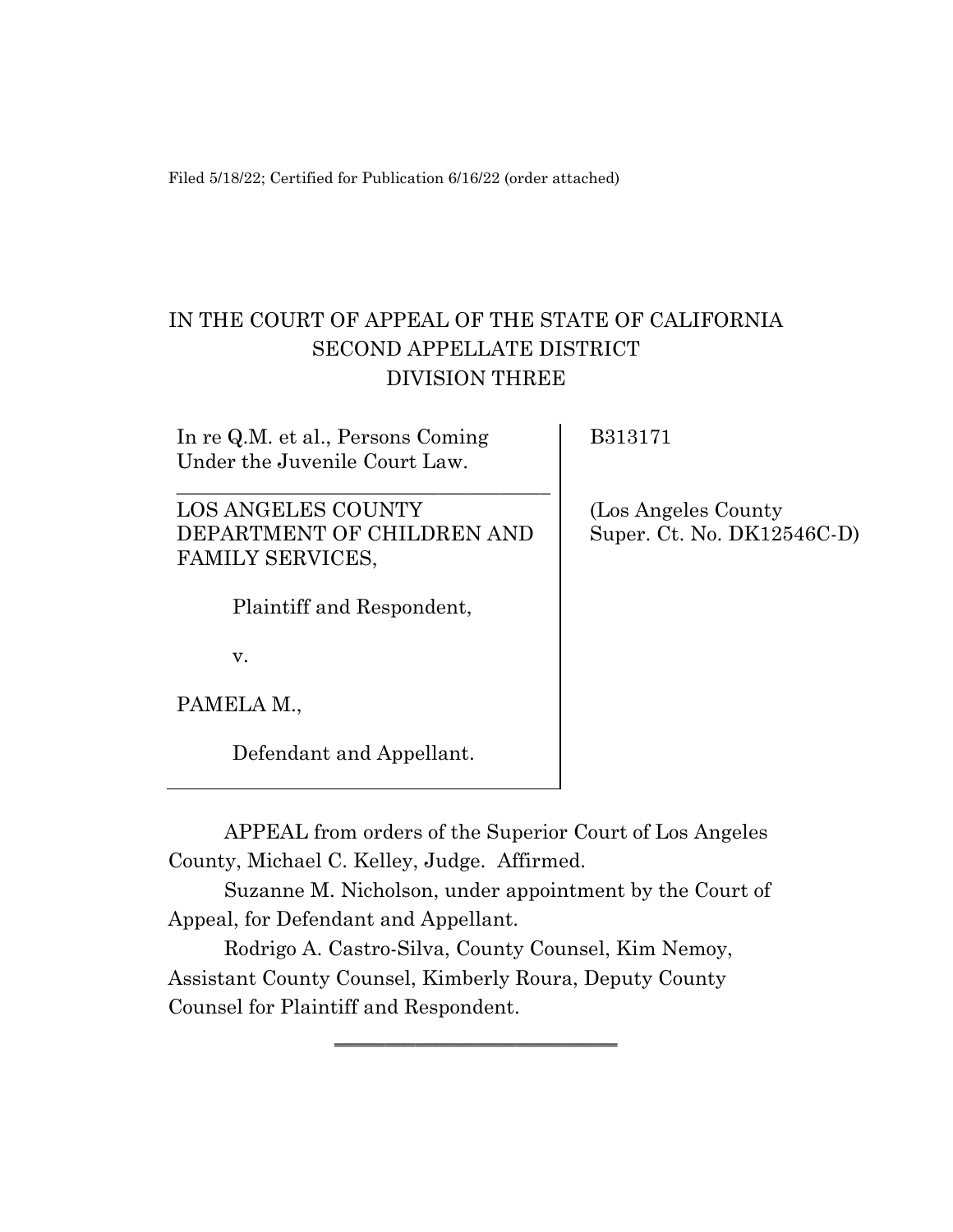Filed 5/18/22; Certified for Publication 6/16/22 (order attached)

# IN THE COURT OF APPEAL OF THE STATE OF CALIFORNIA
## SECOND APPELLATE DISTRICT
## DIVISION THREE

| | |
|---|---|
| In re Q.M. et al., Persons Coming Under the Juvenile Court Law. | B313171 |
| LOS ANGELES COUNTY DEPARTMENT OF CHILDREN AND FAMILY SERVICES,<br><br>Plaintiff and Respondent,<br><br>v.<br><br>PAMELA M.,<br><br>Defendant and Appellant. | (Los Angeles County Super. Ct. No. DK12546C-D) |

APPEAL from orders of the Superior Court of Los Angeles County, Michael C. Kelley, Judge. Affirmed.

Suzanne M. Nicholson, under appointment by the Court of Appeal, for Defendant and Appellant.

Rodrigo A. Castro-Silva, County Counsel, Kim Nemoy, Assistant County Counsel, Kimberly Roura, Deputy County Counsel for Plaintiff and Respondent.

---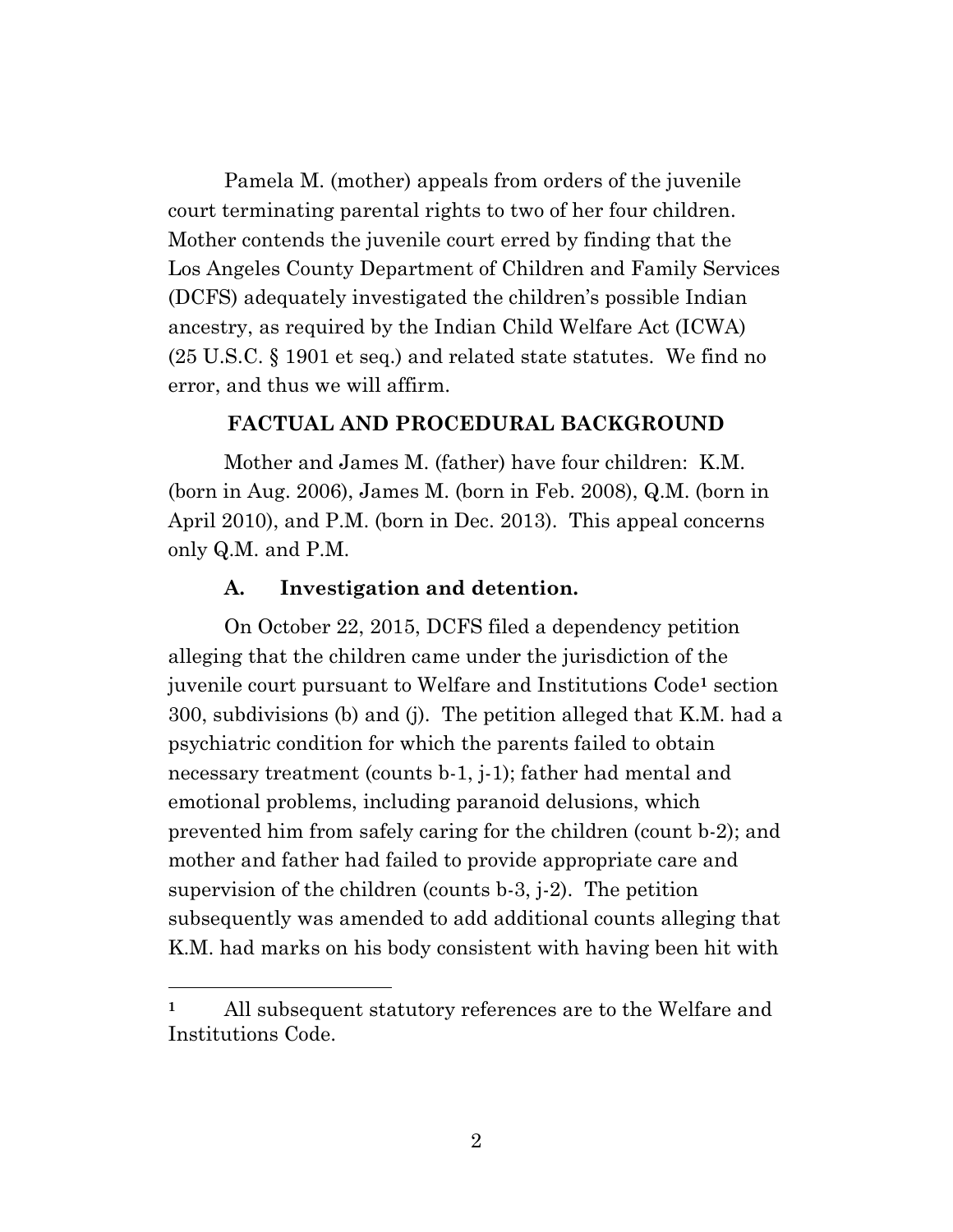Pamela M. (mother) appeals from orders of the juvenile court terminating parental rights to two of her four children. Mother contends the juvenile court erred by finding that the Los Angeles County Department of Children and Family Services (DCFS) adequately investigated the children's possible Indian ancestry, as required by the Indian Child Welfare Act (ICWA) (25 U.S.C. § 1901 et seq.) and related state statutes. We find no error, and thus we will affirm.

## FACTUAL AND PROCEDURAL BACKGROUND

Mother and James M. (father) have four children: K.M. (born in Aug. 2006), James M. (born in Feb. 2008), Q.M. (born in April 2010), and P.M. (born in Dec. 2013). This appeal concerns only Q.M. and P.M.

### A. Investigation and detention.

On October 22, 2015, DCFS filed a dependency petition alleging that the children came under the jurisdiction of the juvenile court pursuant to Welfare and Institutions Code[1] section 300, subdivisions (b) and (j). The petition alleged that K.M. had a psychiatric condition for which the parents failed to obtain necessary treatment (counts b-1, j-1); father had mental and emotional problems, including paranoid delusions, which prevented him from safely caring for the children (count b-2); and mother and father had failed to provide appropriate care and supervision of the children (counts b-3, j-2). The petition subsequently was amended to add additional counts alleging that K.M. had marks on his body consistent with having been hit with

[1] All subsequent statutory references are to the Welfare and Institutions Code.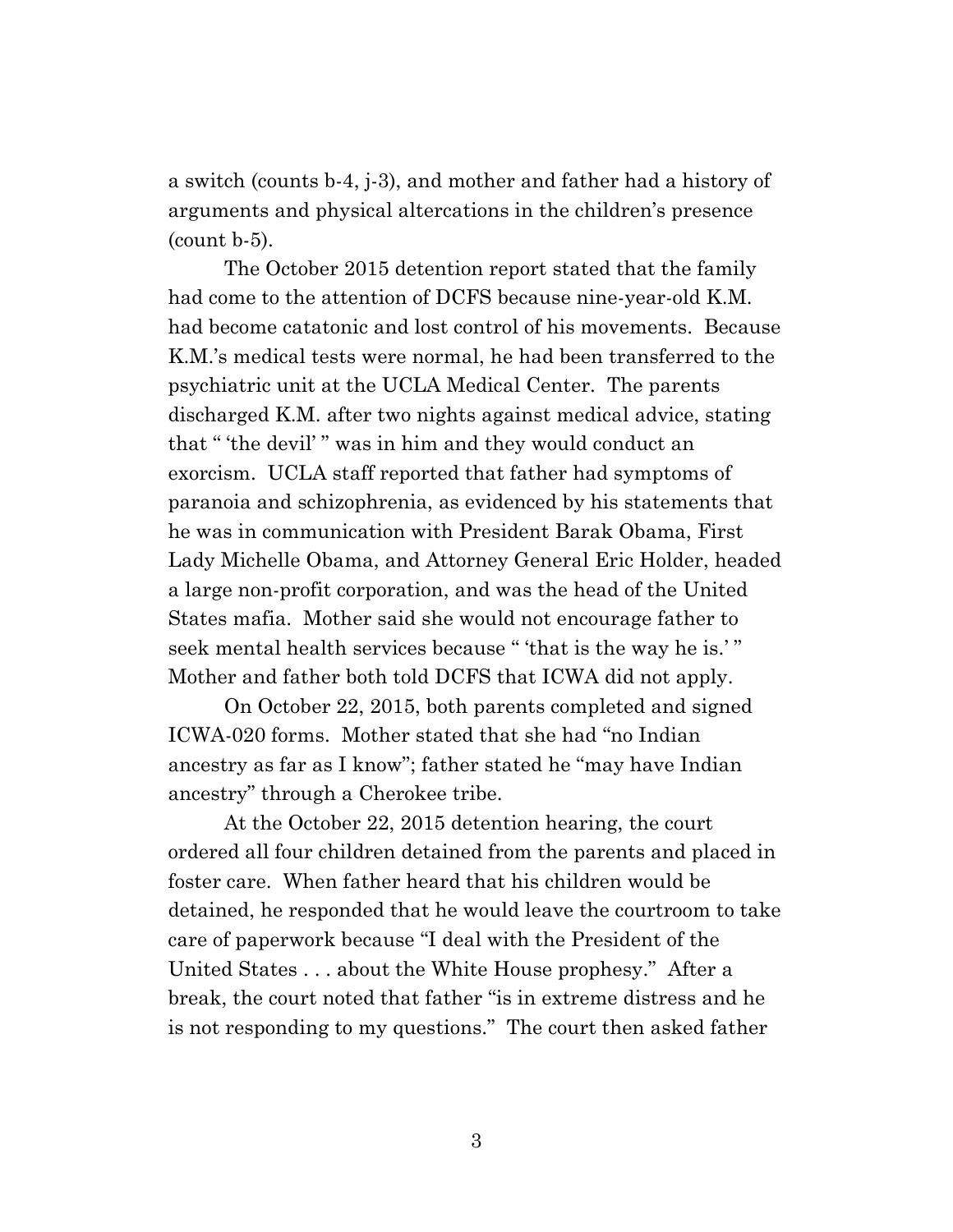a switch (counts b-4, j-3), and mother and father had a history of arguments and physical altercations in the children's presence (count b-5).

The October 2015 detention report stated that the family had come to the attention of DCFS because nine-year-old K.M. had become catatonic and lost control of his movements. Because K.M.'s medical tests were normal, he had been transferred to the psychiatric unit at the UCLA Medical Center. The parents discharged K.M. after two nights against medical advice, stating that " 'the devil' " was in him and they would conduct an exorcism. UCLA staff reported that father had symptoms of paranoia and schizophrenia, as evidenced by his statements that he was in communication with President Barak Obama, First Lady Michelle Obama, and Attorney General Eric Holder, headed a large non-profit corporation, and was the head of the United States mafia. Mother said she would not encourage father to seek mental health services because " 'that is the way he is.' " Mother and father both told DCFS that ICWA did not apply.

On October 22, 2015, both parents completed and signed ICWA-020 forms. Mother stated that she had "no Indian ancestry as far as I know"; father stated he "may have Indian ancestry" through a Cherokee tribe.

At the October 22, 2015 detention hearing, the court ordered all four children detained from the parents and placed in foster care. When father heard that his children would be detained, he responded that he would leave the courtroom to take care of paperwork because "I deal with the President of the United States . . . about the White House prophesy." After a break, the court noted that father "is in extreme distress and he is not responding to my questions." The court then asked father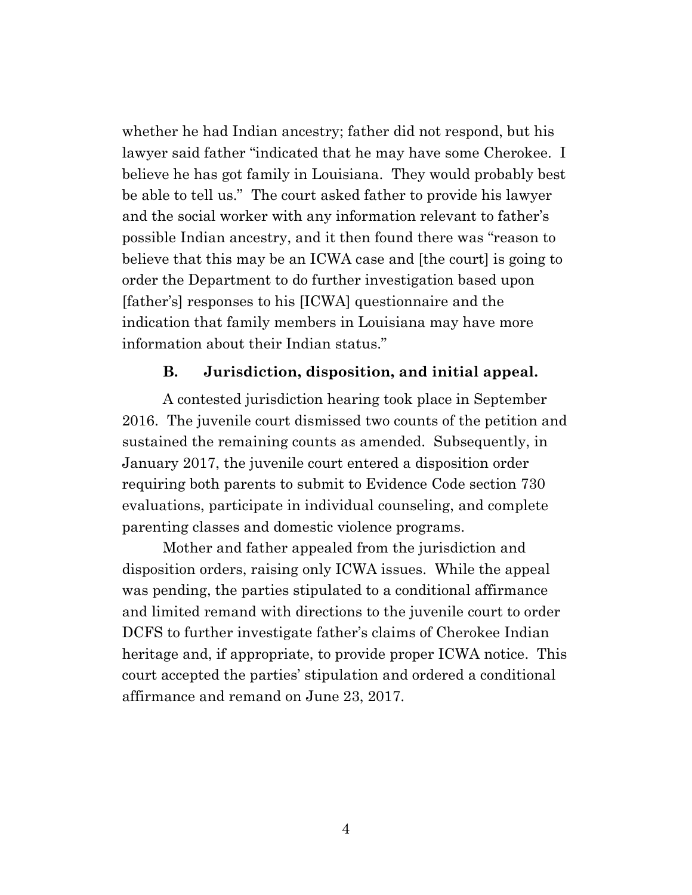whether he had Indian ancestry; father did not respond, but his lawyer said father "indicated that he may have some Cherokee. I believe he has got family in Louisiana. They would probably best be able to tell us." The court asked father to provide his lawyer and the social worker with any information relevant to father's possible Indian ancestry, and it then found there was "reason to believe that this may be an ICWA case and [the court] is going to order the Department to do further investigation based upon [father's] responses to his [ICWA] questionnaire and the indication that family members in Louisiana may have more information about their Indian status."

### B. Jurisdiction, disposition, and initial appeal.

A contested jurisdiction hearing took place in September 2016. The juvenile court dismissed two counts of the petition and sustained the remaining counts as amended. Subsequently, in January 2017, the juvenile court entered a disposition order requiring both parents to submit to Evidence Code section 730 evaluations, participate in individual counseling, and complete parenting classes and domestic violence programs.

Mother and father appealed from the jurisdiction and disposition orders, raising only ICWA issues. While the appeal was pending, the parties stipulated to a conditional affirmance and limited remand with directions to the juvenile court to order DCFS to further investigate father's claims of Cherokee Indian heritage and, if appropriate, to provide proper ICWA notice. This court accepted the parties' stipulation and ordered a conditional affirmance and remand on June 23, 2017.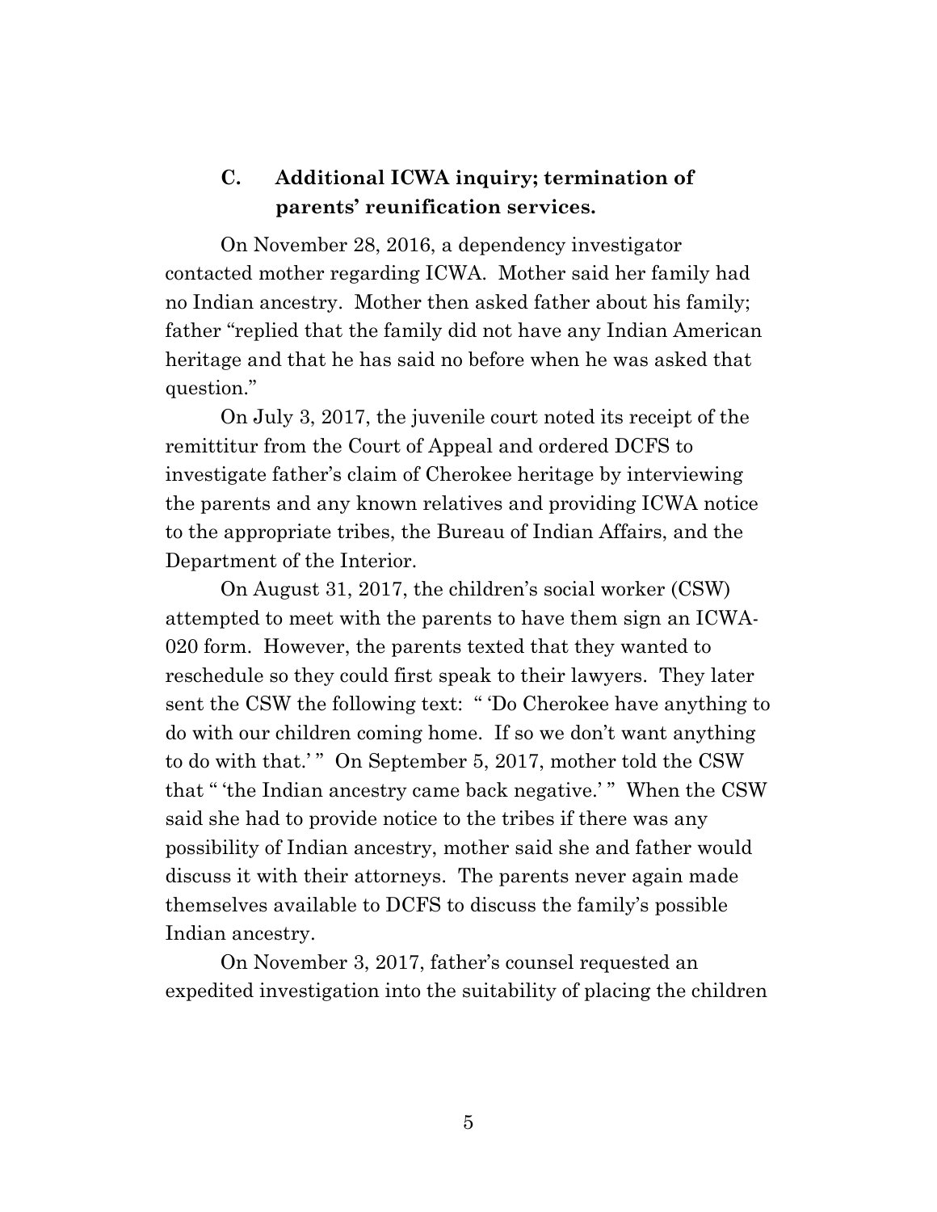### C. Additional ICWA inquiry; termination of parents' reunification services.

On November 28, 2016, a dependency investigator contacted mother regarding ICWA. Mother said her family had no Indian ancestry. Mother then asked father about his family; father "replied that the family did not have any Indian American heritage and that he has said no before when he was asked that question."

On July 3, 2017, the juvenile court noted its receipt of the remittitur from the Court of Appeal and ordered DCFS to investigate father's claim of Cherokee heritage by interviewing the parents and any known relatives and providing ICWA notice to the appropriate tribes, the Bureau of Indian Affairs, and the Department of the Interior.

On August 31, 2017, the children's social worker (CSW) attempted to meet with the parents to have them sign an ICWA-020 form. However, the parents texted that they wanted to reschedule so they could first speak to their lawyers. They later sent the CSW the following text: " 'Do Cherokee have anything to do with our children coming home. If so we don't want anything to do with that.' " On September 5, 2017, mother told the CSW that " 'the Indian ancestry came back negative.' " When the CSW said she had to provide notice to the tribes if there was any possibility of Indian ancestry, mother said she and father would discuss it with their attorneys. The parents never again made themselves available to DCFS to discuss the family's possible Indian ancestry.

On November 3, 2017, father's counsel requested an expedited investigation into the suitability of placing the children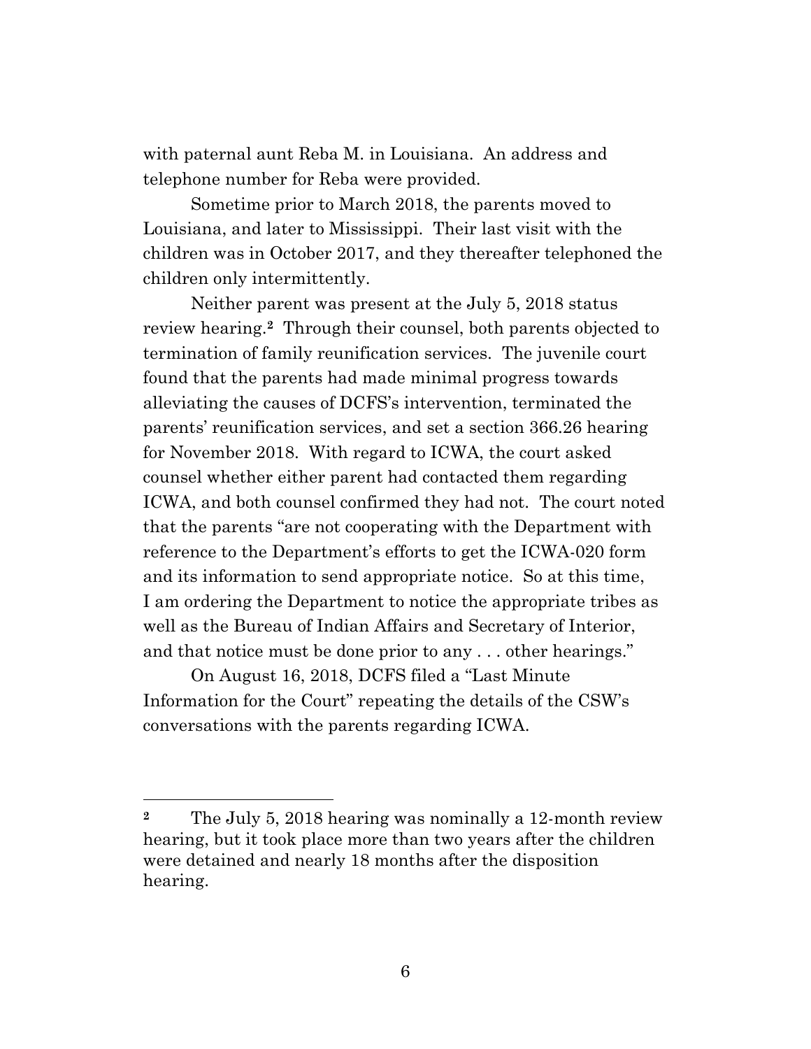with paternal aunt Reba M. in Louisiana. An address and telephone number for Reba were provided.

Sometime prior to March 2018, the parents moved to Louisiana, and later to Mississippi. Their last visit with the children was in October 2017, and they thereafter telephoned the children only intermittently.

Neither parent was present at the July 5, 2018 status review hearing.[2] Through their counsel, both parents objected to termination of family reunification services. The juvenile court found that the parents had made minimal progress towards alleviating the causes of DCFS's intervention, terminated the parents' reunification services, and set a section 366.26 hearing for November 2018. With regard to ICWA, the court asked counsel whether either parent had contacted them regarding ICWA, and both counsel confirmed they had not. The court noted that the parents "are not cooperating with the Department with reference to the Department's efforts to get the ICWA-020 form and its information to send appropriate notice. So at this time, I am ordering the Department to notice the appropriate tribes as well as the Bureau of Indian Affairs and Secretary of Interior, and that notice must be done prior to any . . . other hearings."

On August 16, 2018, DCFS filed a "Last Minute Information for the Court" repeating the details of the CSW's conversations with the parents regarding ICWA.

---

[2] The July 5, 2018 hearing was nominally a 12-month review hearing, but it took place more than two years after the children were detained and nearly 18 months after the disposition hearing.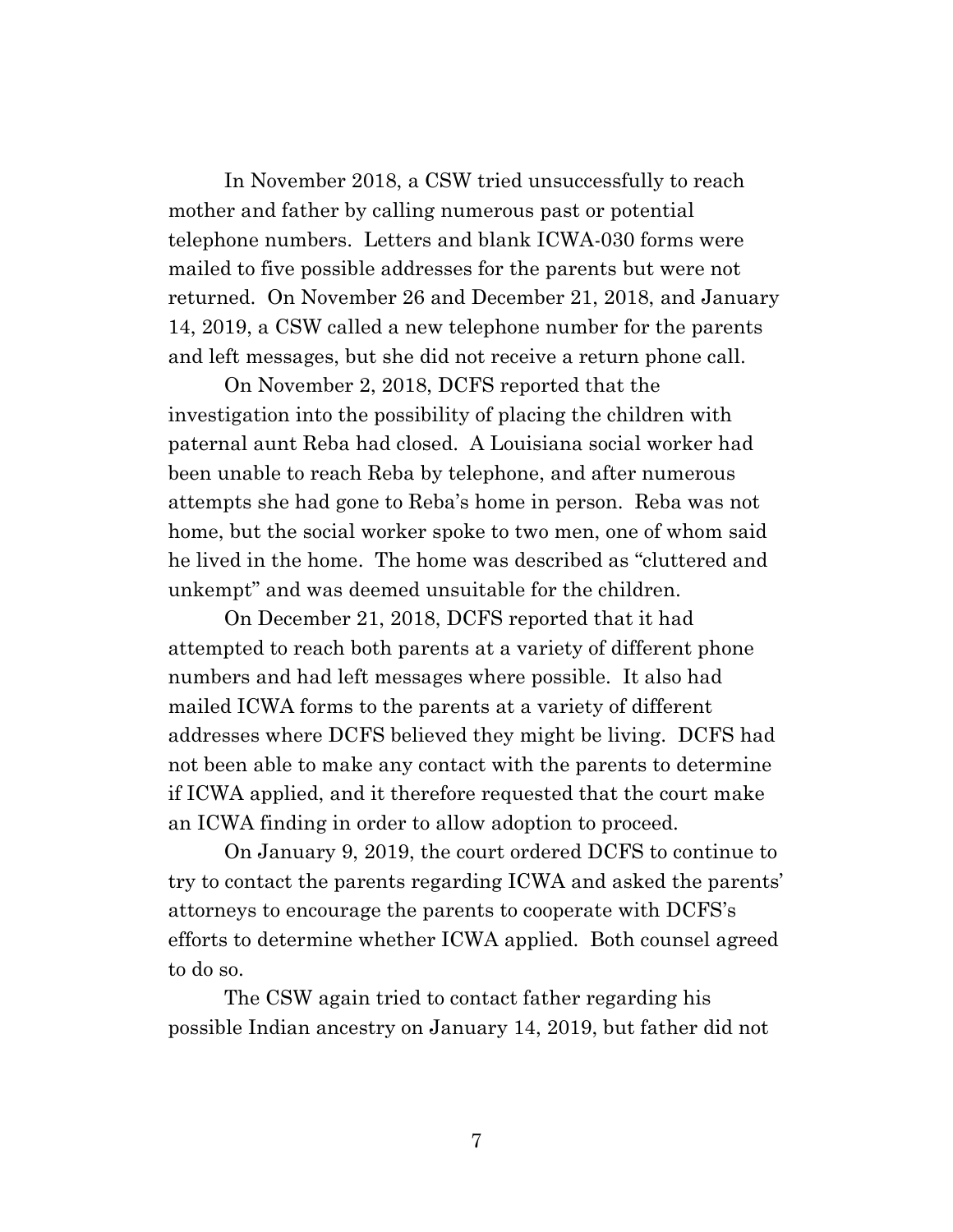In November 2018, a CSW tried unsuccessfully to reach mother and father by calling numerous past or potential telephone numbers. Letters and blank ICWA-030 forms were mailed to five possible addresses for the parents but were not returned. On November 26 and December 21, 2018, and January 14, 2019, a CSW called a new telephone number for the parents and left messages, but she did not receive a return phone call.

On November 2, 2018, DCFS reported that the investigation into the possibility of placing the children with paternal aunt Reba had closed. A Louisiana social worker had been unable to reach Reba by telephone, and after numerous attempts she had gone to Reba's home in person. Reba was not home, but the social worker spoke to two men, one of whom said he lived in the home. The home was described as "cluttered and unkempt" and was deemed unsuitable for the children.

On December 21, 2018, DCFS reported that it had attempted to reach both parents at a variety of different phone numbers and had left messages where possible. It also had mailed ICWA forms to the parents at a variety of different addresses where DCFS believed they might be living. DCFS had not been able to make any contact with the parents to determine if ICWA applied, and it therefore requested that the court make an ICWA finding in order to allow adoption to proceed.

On January 9, 2019, the court ordered DCFS to continue to try to contact the parents regarding ICWA and asked the parents' attorneys to encourage the parents to cooperate with DCFS's efforts to determine whether ICWA applied. Both counsel agreed to do so.

The CSW again tried to contact father regarding his possible Indian ancestry on January 14, 2019, but father did not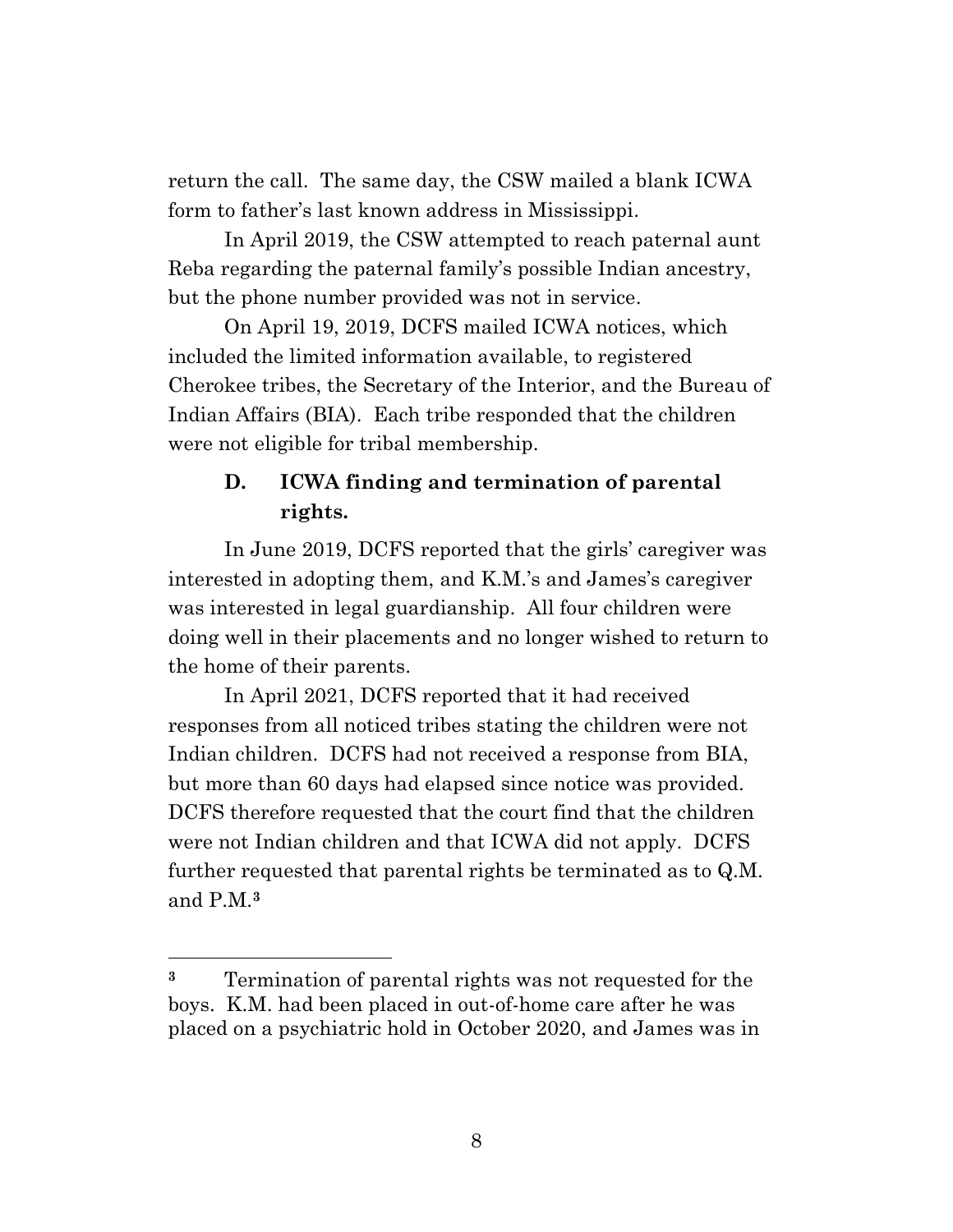return the call. The same day, the CSW mailed a blank ICWA form to father's last known address in Mississippi.

In April 2019, the CSW attempted to reach paternal aunt Reba regarding the paternal family's possible Indian ancestry, but the phone number provided was not in service.

On April 19, 2019, DCFS mailed ICWA notices, which included the limited information available, to registered Cherokee tribes, the Secretary of the Interior, and the Bureau of Indian Affairs (BIA). Each tribe responded that the children were not eligible for tribal membership.

### D. ICWA finding and termination of parental rights.

In June 2019, DCFS reported that the girls' caregiver was interested in adopting them, and K.M.'s and James's caregiver was interested in legal guardianship. All four children were doing well in their placements and no longer wished to return to the home of their parents.

In April 2021, DCFS reported that it had received responses from all noticed tribes stating the children were not Indian children. DCFS had not received a response from BIA, but more than 60 days had elapsed since notice was provided. DCFS therefore requested that the court find that the children were not Indian children and that ICWA did not apply. DCFS further requested that parental rights be terminated as to Q.M. and P.M.[3]

[3] Termination of parental rights was not requested for the boys. K.M. had been placed in out-of-home care after he was placed on a psychiatric hold in October 2020, and James was in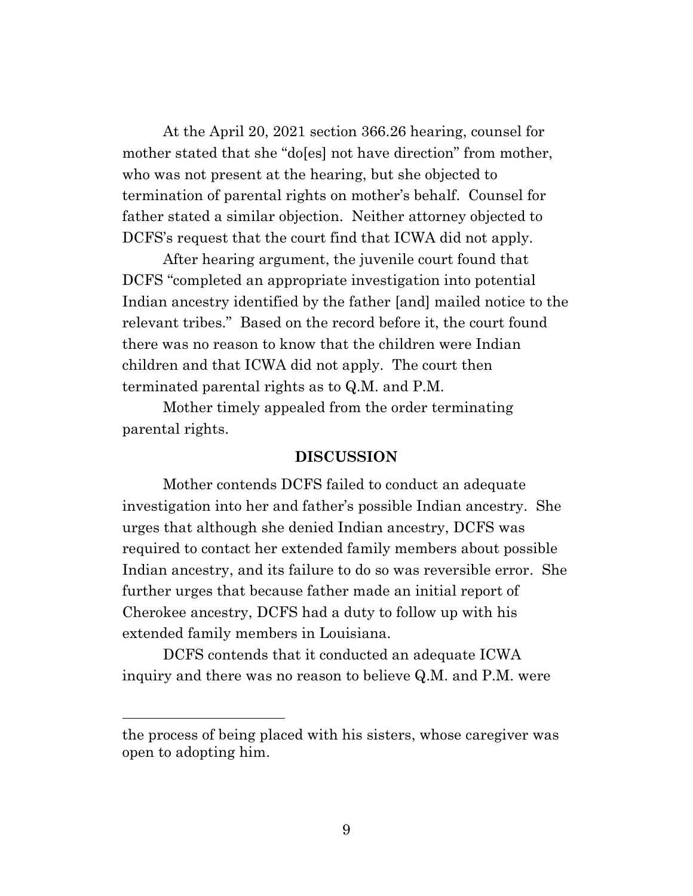At the April 20, 2021 section 366.26 hearing, counsel for mother stated that she "do[es] not have direction" from mother, who was not present at the hearing, but she objected to termination of parental rights on mother's behalf. Counsel for father stated a similar objection. Neither attorney objected to DCFS's request that the court find that ICWA did not apply.

After hearing argument, the juvenile court found that DCFS "completed an appropriate investigation into potential Indian ancestry identified by the father [and] mailed notice to the relevant tribes." Based on the record before it, the court found there was no reason to know that the children were Indian children and that ICWA did not apply. The court then terminated parental rights as to Q.M. and P.M.

Mother timely appealed from the order terminating parental rights.

## DISCUSSION

Mother contends DCFS failed to conduct an adequate investigation into her and father's possible Indian ancestry. She urges that although she denied Indian ancestry, DCFS was required to contact her extended family members about possible Indian ancestry, and its failure to do so was reversible error. She further urges that because father made an initial report of Cherokee ancestry, DCFS had a duty to follow up with his extended family members in Louisiana.

DCFS contends that it conducted an adequate ICWA inquiry and there was no reason to believe Q.M. and P.M. were

---

the process of being placed with his sisters, whose caregiver was open to adopting him.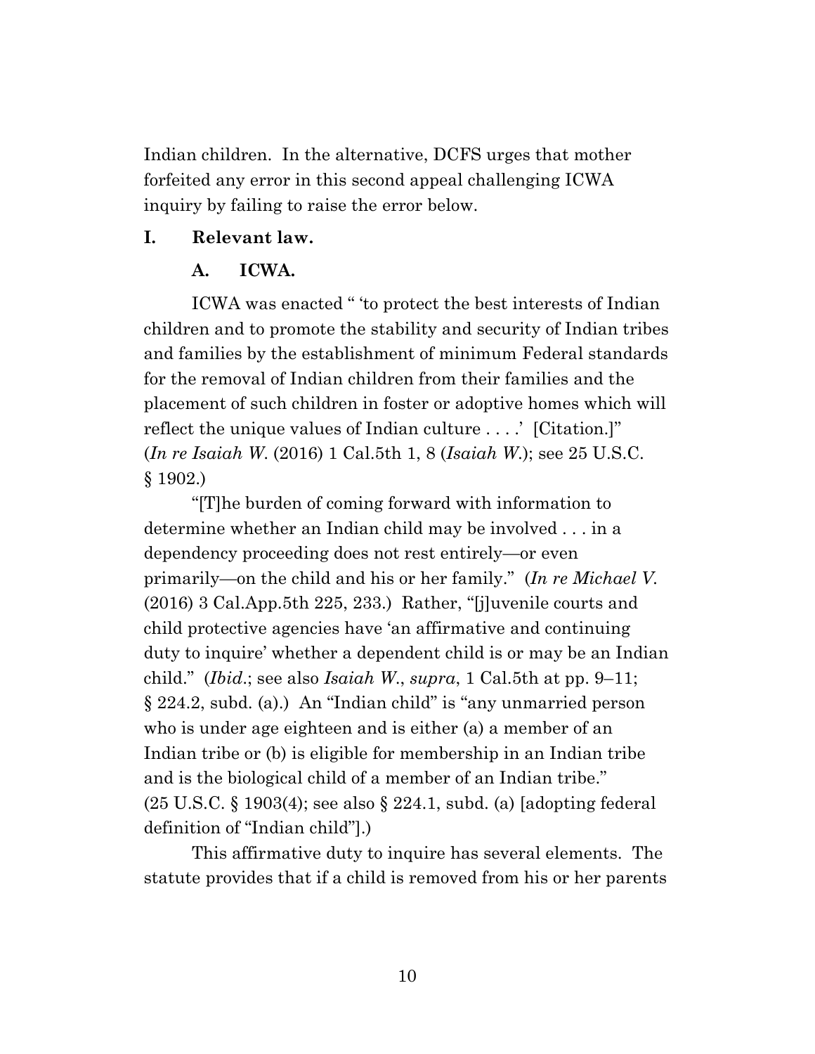Indian children. In the alternative, DCFS urges that mother forfeited any error in this second appeal challenging ICWA inquiry by failing to raise the error below.

## I. Relevant law.

### A. ICWA.

ICWA was enacted " 'to protect the best interests of Indian children and to promote the stability and security of Indian tribes and families by the establishment of minimum Federal standards for the removal of Indian children from their families and the placement of such children in foster or adoptive homes which will reflect the unique values of Indian culture . . . .' [Citation.]" (*In re Isaiah W.* (2016) 1 Cal.5th 1, 8 (*Isaiah W.*); see 25 U.S.C. § 1902.)

"[T]he burden of coming forward with information to determine whether an Indian child may be involved . . . in a dependency proceeding does not rest entirely—or even primarily—on the child and his or her family." (*In re Michael V.* (2016) 3 Cal.App.5th 225, 233.) Rather, "[j]uvenile courts and child protective agencies have 'an affirmative and continuing duty to inquire' whether a dependent child is or may be an Indian child." (*Ibid.*; see also *Isaiah W.*, *supra*, 1 Cal.5th at pp. 9–11; § 224.2, subd. (a).) An "Indian child" is "any unmarried person who is under age eighteen and is either (a) a member of an Indian tribe or (b) is eligible for membership in an Indian tribe and is the biological child of a member of an Indian tribe." (25 U.S.C. § 1903(4); see also § 224.1, subd. (a) [adopting federal definition of "Indian child"].)

This affirmative duty to inquire has several elements. The statute provides that if a child is removed from his or her parents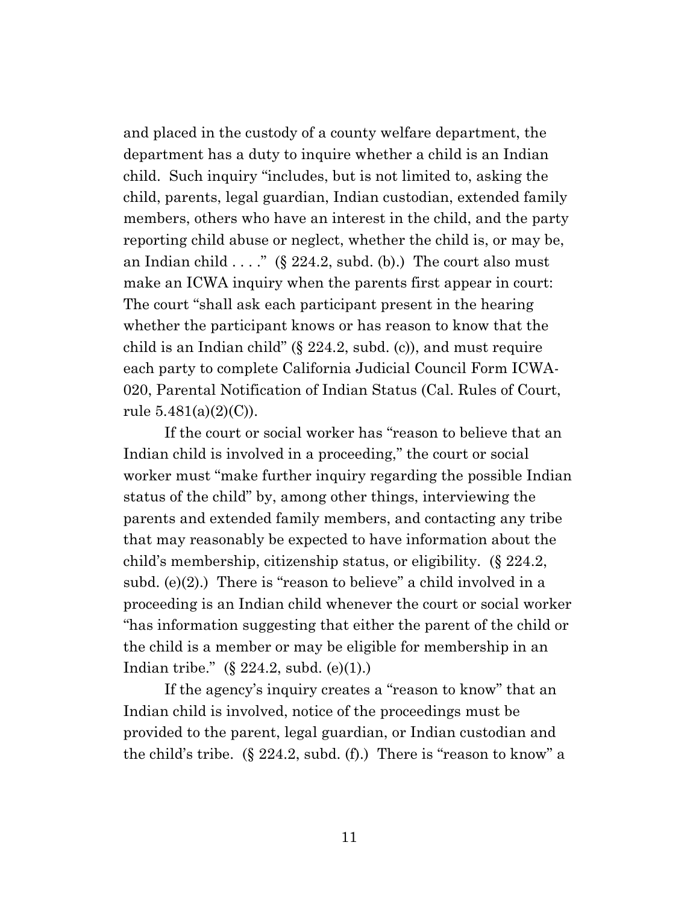and placed in the custody of a county welfare department, the department has a duty to inquire whether a child is an Indian child. Such inquiry "includes, but is not limited to, asking the child, parents, legal guardian, Indian custodian, extended family members, others who have an interest in the child, and the party reporting child abuse or neglect, whether the child is, or may be, an Indian child . . . ." (§ 224.2, subd. (b).) The court also must make an ICWA inquiry when the parents first appear in court: The court "shall ask each participant present in the hearing whether the participant knows or has reason to know that the child is an Indian child" (§ 224.2, subd. (c)), and must require each party to complete California Judicial Council Form ICWA-020, Parental Notification of Indian Status (Cal. Rules of Court, rule 5.481(a)(2)(C)).

If the court or social worker has "reason to believe that an Indian child is involved in a proceeding," the court or social worker must "make further inquiry regarding the possible Indian status of the child" by, among other things, interviewing the parents and extended family members, and contacting any tribe that may reasonably be expected to have information about the child's membership, citizenship status, or eligibility. (§ 224.2, subd. (e)(2).) There is "reason to believe" a child involved in a proceeding is an Indian child whenever the court or social worker "has information suggesting that either the parent of the child or the child is a member or may be eligible for membership in an Indian tribe." (§ 224.2, subd. (e)(1).)

If the agency's inquiry creates a "reason to know" that an Indian child is involved, notice of the proceedings must be provided to the parent, legal guardian, or Indian custodian and the child's tribe. (§ 224.2, subd. (f).) There is "reason to know" a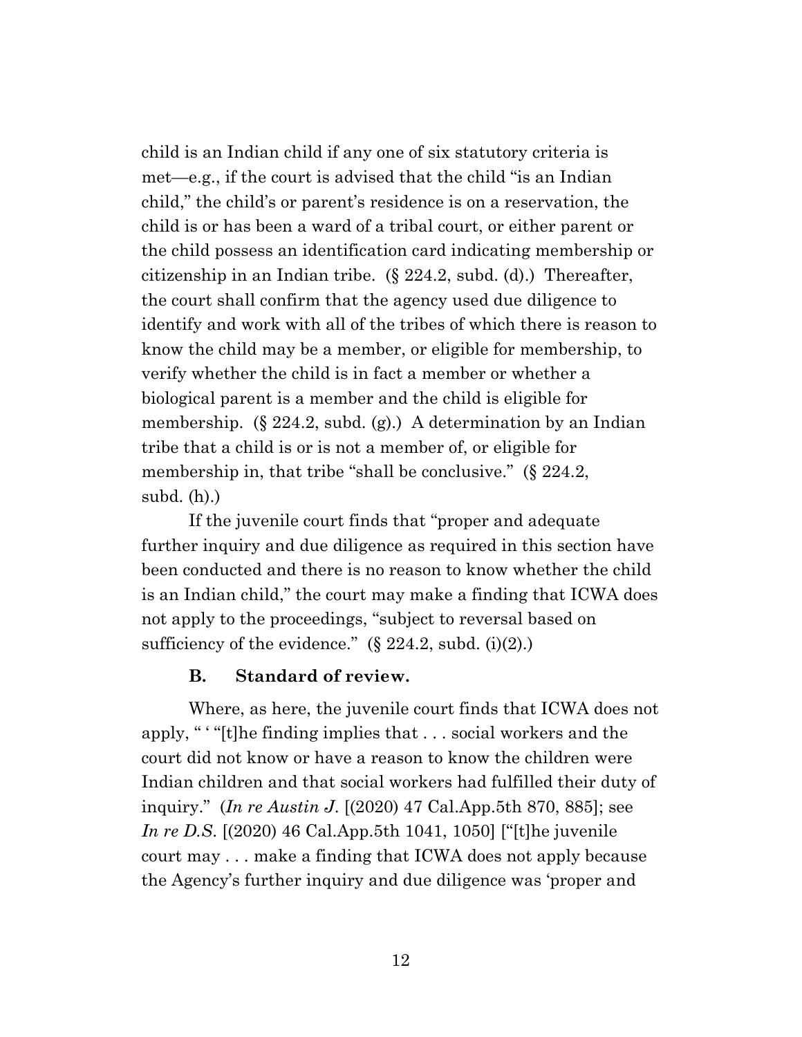child is an Indian child if any one of six statutory criteria is met—e.g., if the court is advised that the child "is an Indian child," the child's or parent's residence is on a reservation, the child is or has been a ward of a tribal court, or either parent or the child possess an identification card indicating membership or citizenship in an Indian tribe. (§ 224.2, subd. (d).) Thereafter, the court shall confirm that the agency used due diligence to identify and work with all of the tribes of which there is reason to know the child may be a member, or eligible for membership, to verify whether the child is in fact a member or whether a biological parent is a member and the child is eligible for membership. (§ 224.2, subd. (g).) A determination by an Indian tribe that a child is or is not a member of, or eligible for membership in, that tribe "shall be conclusive." (§ 224.2, subd. (h).)

If the juvenile court finds that "proper and adequate further inquiry and due diligence as required in this section have been conducted and there is no reason to know whether the child is an Indian child," the court may make a finding that ICWA does not apply to the proceedings, "subject to reversal based on sufficiency of the evidence." (§ 224.2, subd. (i)(2).)

### B. Standard of review.

Where, as here, the juvenile court finds that ICWA does not apply, " ' "[t]he finding implies that . . . social workers and the court did not know or have a reason to know the children were Indian children and that social workers had fulfilled their duty of inquiry." (*In re Austin J.* [(2020) 47 Cal.App.5th 870, 885]; see *In re D.S.* [(2020) 46 Cal.App.5th 1041, 1050] ["[t]he juvenile court may . . . make a finding that ICWA does not apply because the Agency's further inquiry and due diligence was 'proper and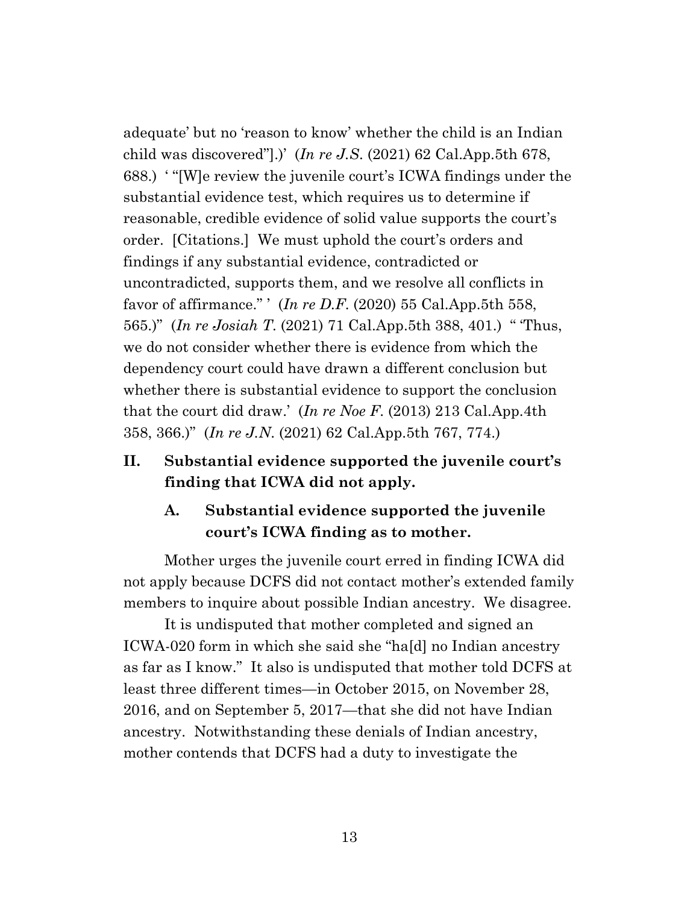adequate' but no 'reason to know' whether the child is an Indian child was discovered"].)' (*In re J.S.* (2021) 62 Cal.App.5th 678, 688.) ' "[W]e review the juvenile court's ICWA findings under the substantial evidence test, which requires us to determine if reasonable, credible evidence of solid value supports the court's order. [Citations.] We must uphold the court's orders and findings if any substantial evidence, contradicted or uncontradicted, supports them, and we resolve all conflicts in favor of affirmance." ' (*In re D.F.* (2020) 55 Cal.App.5th 558, 565.)" (*In re Josiah T.* (2021) 71 Cal.App.5th 388, 401.) " 'Thus, we do not consider whether there is evidence from which the dependency court could have drawn a different conclusion but whether there is substantial evidence to support the conclusion that the court did draw.' (*In re Noe F.* (2013) 213 Cal.App.4th 358, 366.)" (*In re J.N.* (2021) 62 Cal.App.5th 767, 774.)

## II. Substantial evidence supported the juvenile court's finding that ICWA did not apply.

### A. Substantial evidence supported the juvenile court's ICWA finding as to mother.

Mother urges the juvenile court erred in finding ICWA did not apply because DCFS did not contact mother's extended family members to inquire about possible Indian ancestry. We disagree.

It is undisputed that mother completed and signed an ICWA-020 form in which she said she "ha[d] no Indian ancestry as far as I know." It also is undisputed that mother told DCFS at least three different times—in October 2015, on November 28, 2016, and on September 5, 2017—that she did not have Indian ancestry. Notwithstanding these denials of Indian ancestry, mother contends that DCFS had a duty to investigate the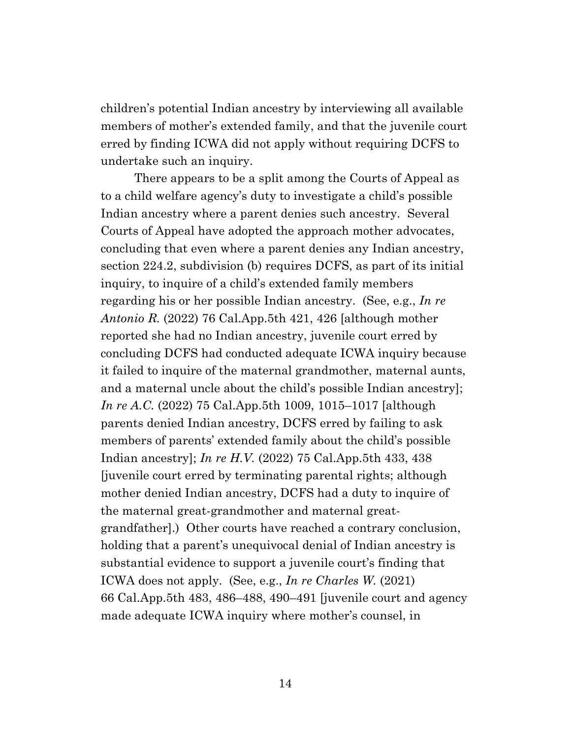children's potential Indian ancestry by interviewing all available members of mother's extended family, and that the juvenile court erred by finding ICWA did not apply without requiring DCFS to undertake such an inquiry.

There appears to be a split among the Courts of Appeal as to a child welfare agency's duty to investigate a child's possible Indian ancestry where a parent denies such ancestry. Several Courts of Appeal have adopted the approach mother advocates, concluding that even where a parent denies any Indian ancestry, section 224.2, subdivision (b) requires DCFS, as part of its initial inquiry, to inquire of a child's extended family members regarding his or her possible Indian ancestry. (See, e.g., *In re Antonio R.* (2022) 76 Cal.App.5th 421, 426 [although mother reported she had no Indian ancestry, juvenile court erred by concluding DCFS had conducted adequate ICWA inquiry because it failed to inquire of the maternal grandmother, maternal aunts, and a maternal uncle about the child's possible Indian ancestry]; *In re A.C.* (2022) 75 Cal.App.5th 1009, 1015–1017 [although parents denied Indian ancestry, DCFS erred by failing to ask members of parents' extended family about the child's possible Indian ancestry]; *In re H.V.* (2022) 75 Cal.App.5th 433, 438 [juvenile court erred by terminating parental rights; although mother denied Indian ancestry, DCFS had a duty to inquire of the maternal great-grandmother and maternal great-grandfather].) Other courts have reached a contrary conclusion, holding that a parent's unequivocal denial of Indian ancestry is substantial evidence to support a juvenile court's finding that ICWA does not apply. (See, e.g., *In re Charles W.* (2021) 66 Cal.App.5th 483, 486–488, 490–491 [juvenile court and agency made adequate ICWA inquiry where mother's counsel, in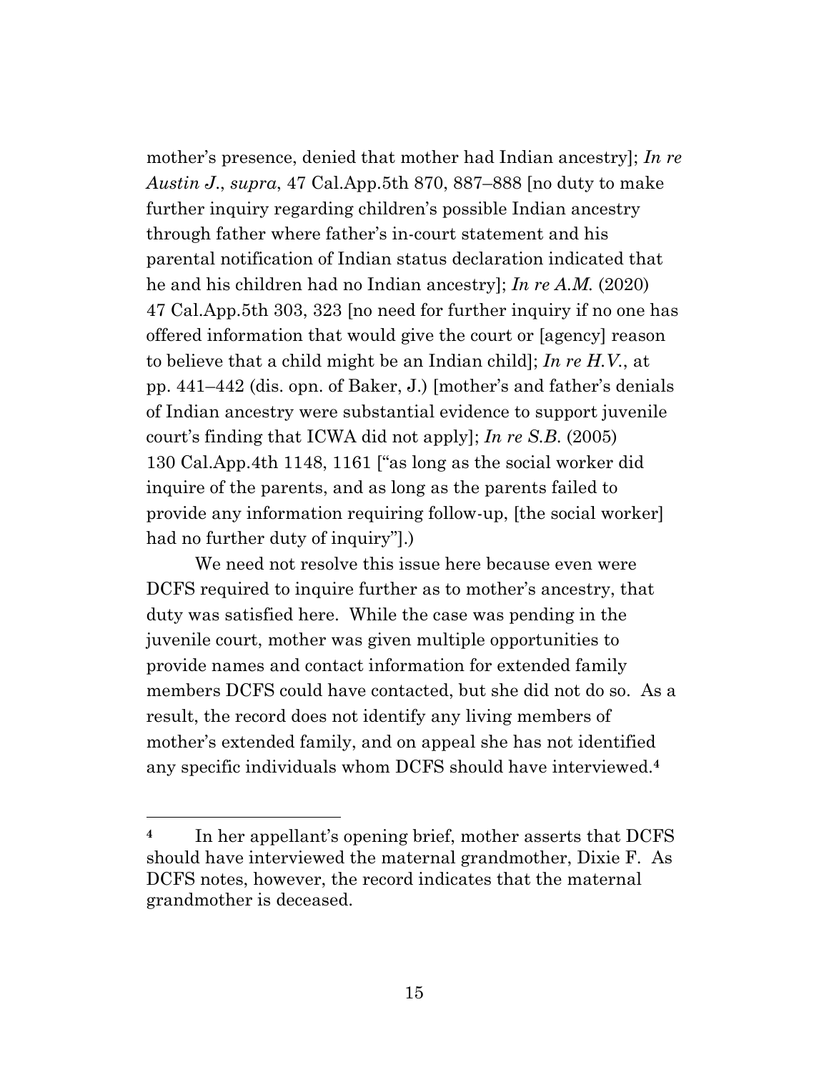mother's presence, denied that mother had Indian ancestry]; *In re Austin J.*, *supra*, 47 Cal.App.5th 870, 887–888 [no duty to make further inquiry regarding children's possible Indian ancestry through father where father's in-court statement and his parental notification of Indian status declaration indicated that he and his children had no Indian ancestry]; *In re A.M.* (2020) 47 Cal.App.5th 303, 323 [no need for further inquiry if no one has offered information that would give the court or [agency] reason to believe that a child might be an Indian child]; *In re H.V.*, at pp. 441–442 (dis. opn. of Baker, J.) [mother's and father's denials of Indian ancestry were substantial evidence to support juvenile court's finding that ICWA did not apply]; *In re S.B.* (2005) 130 Cal.App.4th 1148, 1161 ["as long as the social worker did inquire of the parents, and as long as the parents failed to provide any information requiring follow-up, [the social worker] had no further duty of inquiry"].)

We need not resolve this issue here because even were DCFS required to inquire further as to mother's ancestry, that duty was satisfied here. While the case was pending in the juvenile court, mother was given multiple opportunities to provide names and contact information for extended family members DCFS could have contacted, but she did not do so. As a result, the record does not identify any living members of mother's extended family, and on appeal she has not identified any specific individuals whom DCFS should have interviewed.[4]

[4] In her appellant's opening brief, mother asserts that DCFS should have interviewed the maternal grandmother, Dixie F. As DCFS notes, however, the record indicates that the maternal grandmother is deceased.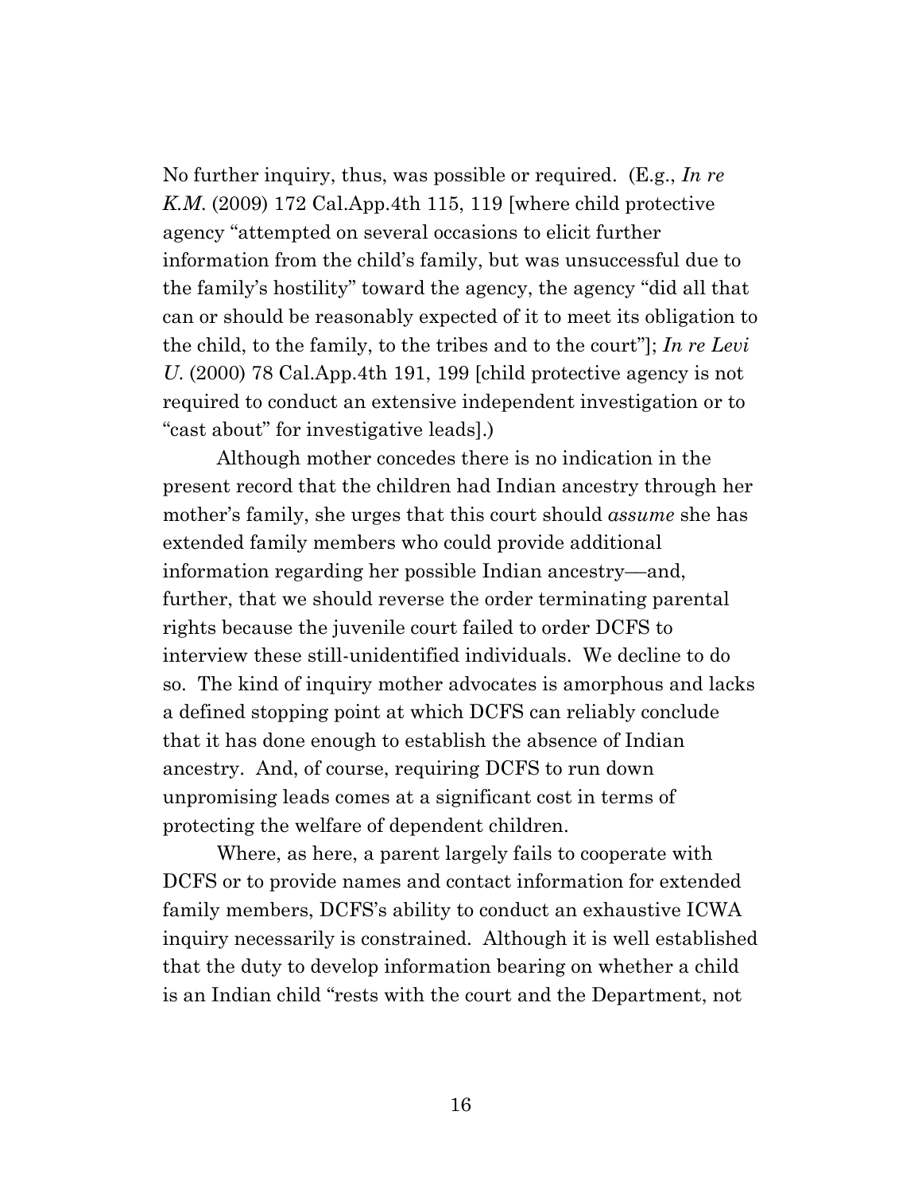No further inquiry, thus, was possible or required. (E.g., *In re K.M.* (2009) 172 Cal.App.4th 115, 119 [where child protective agency "attempted on several occasions to elicit further information from the child's family, but was unsuccessful due to the family's hostility" toward the agency, the agency "did all that can or should be reasonably expected of it to meet its obligation to the child, to the family, to the tribes and to the court"]; *In re Levi U.* (2000) 78 Cal.App.4th 191, 199 [child protective agency is not required to conduct an extensive independent investigation or to "cast about" for investigative leads].)

Although mother concedes there is no indication in the present record that the children had Indian ancestry through her mother's family, she urges that this court should *assume* she has extended family members who could provide additional information regarding her possible Indian ancestry—and, further, that we should reverse the order terminating parental rights because the juvenile court failed to order DCFS to interview these still-unidentified individuals. We decline to do so. The kind of inquiry mother advocates is amorphous and lacks a defined stopping point at which DCFS can reliably conclude that it has done enough to establish the absence of Indian ancestry. And, of course, requiring DCFS to run down unpromising leads comes at a significant cost in terms of protecting the welfare of dependent children.

Where, as here, a parent largely fails to cooperate with DCFS or to provide names and contact information for extended family members, DCFS's ability to conduct an exhaustive ICWA inquiry necessarily is constrained. Although it is well established that the duty to develop information bearing on whether a child is an Indian child "rests with the court and the Department, not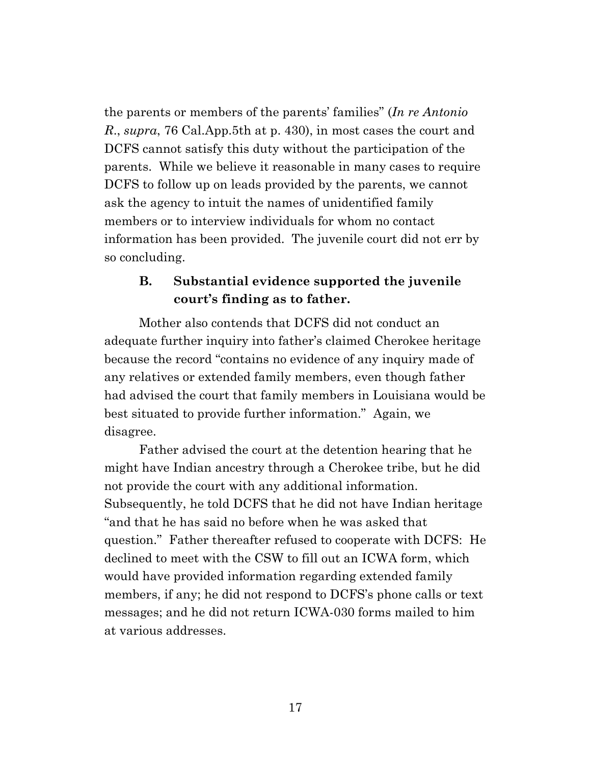the parents or members of the parents' families" (*In re Antonio R.*, *supra*, 76 Cal.App.5th at p. 430), in most cases the court and DCFS cannot satisfy this duty without the participation of the parents. While we believe it reasonable in many cases to require DCFS to follow up on leads provided by the parents, we cannot ask the agency to intuit the names of unidentified family members or to interview individuals for whom no contact information has been provided. The juvenile court did not err by so concluding.

### B. Substantial evidence supported the juvenile court's finding as to father.

Mother also contends that DCFS did not conduct an adequate further inquiry into father's claimed Cherokee heritage because the record "contains no evidence of any inquiry made of any relatives or extended family members, even though father had advised the court that family members in Louisiana would be best situated to provide further information." Again, we disagree.

Father advised the court at the detention hearing that he might have Indian ancestry through a Cherokee tribe, but he did not provide the court with any additional information. Subsequently, he told DCFS that he did not have Indian heritage "and that he has said no before when he was asked that question." Father thereafter refused to cooperate with DCFS: He declined to meet with the CSW to fill out an ICWA form, which would have provided information regarding extended family members, if any; he did not respond to DCFS's phone calls or text messages; and he did not return ICWA-030 forms mailed to him at various addresses.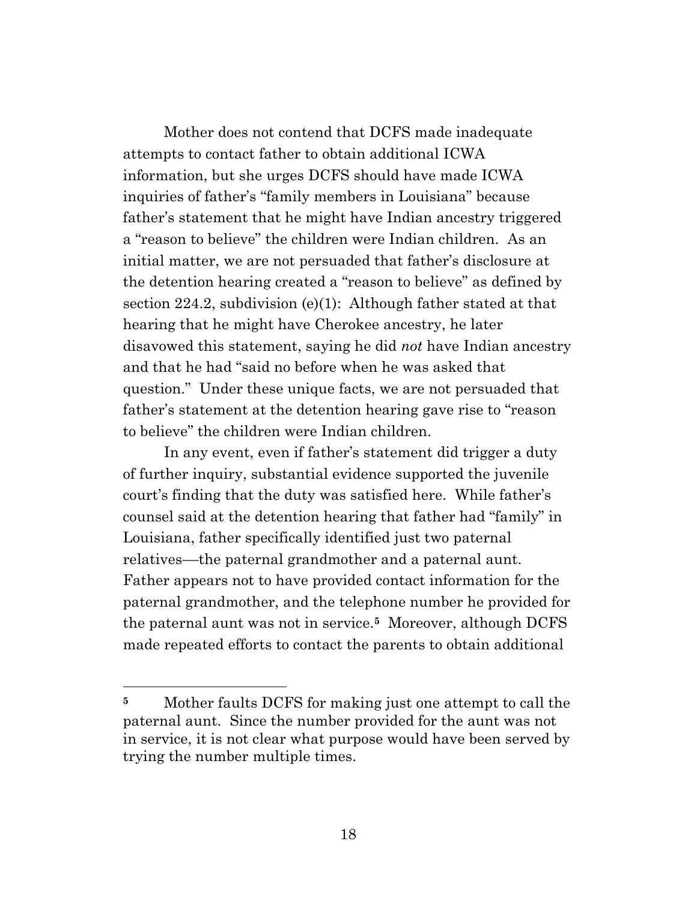Mother does not contend that DCFS made inadequate attempts to contact father to obtain additional ICWA information, but she urges DCFS should have made ICWA inquiries of father's "family members in Louisiana" because father's statement that he might have Indian ancestry triggered a "reason to believe" the children were Indian children. As an initial matter, we are not persuaded that father's disclosure at the detention hearing created a "reason to believe" as defined by section 224.2, subdivision (e)(1): Although father stated at that hearing that he might have Cherokee ancestry, he later disavowed this statement, saying he did *not* have Indian ancestry and that he had "said no before when he was asked that question." Under these unique facts, we are not persuaded that father's statement at the detention hearing gave rise to "reason to believe" the children were Indian children.

In any event, even if father's statement did trigger a duty of further inquiry, substantial evidence supported the juvenile court's finding that the duty was satisfied here. While father's counsel said at the detention hearing that father had "family" in Louisiana, father specifically identified just two paternal relatives—the paternal grandmother and a paternal aunt. Father appears not to have provided contact information for the paternal grandmother, and the telephone number he provided for the paternal aunt was not in service.[5] Moreover, although DCFS made repeated efforts to contact the parents to obtain additional

---

[5] Mother faults DCFS for making just one attempt to call the paternal aunt. Since the number provided for the aunt was not in service, it is not clear what purpose would have been served by trying the number multiple times.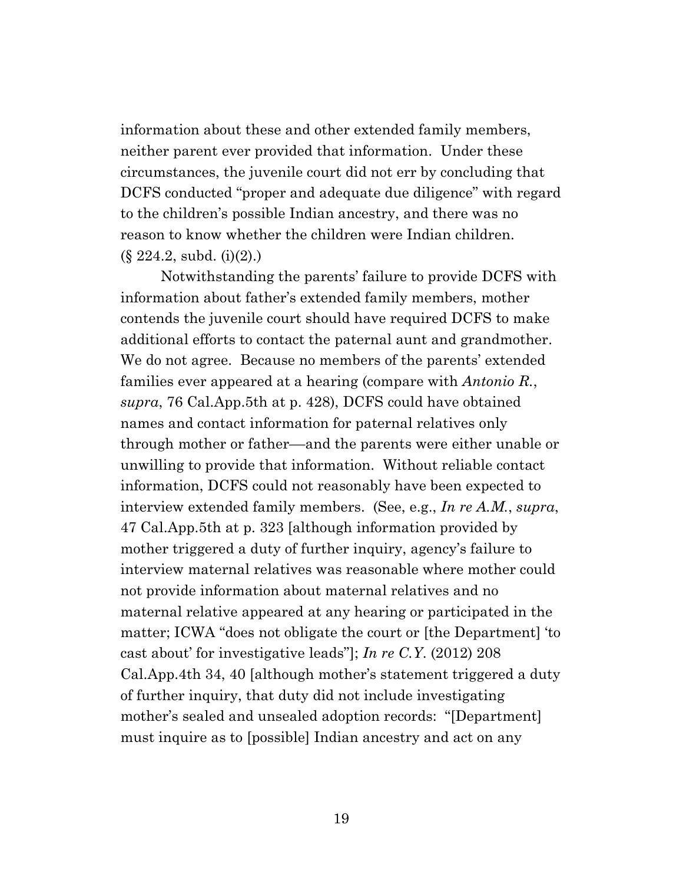information about these and other extended family members, neither parent ever provided that information. Under these circumstances, the juvenile court did not err by concluding that DCFS conducted "proper and adequate due diligence" with regard to the children's possible Indian ancestry, and there was no reason to know whether the children were Indian children. (§ 224.2, subd. (i)(2).)

Notwithstanding the parents' failure to provide DCFS with information about father's extended family members, mother contends the juvenile court should have required DCFS to make additional efforts to contact the paternal aunt and grandmother. We do not agree. Because no members of the parents' extended families ever appeared at a hearing (compare with *Antonio R.*, *supra*, 76 Cal.App.5th at p. 428), DCFS could have obtained names and contact information for paternal relatives only through mother or father—and the parents were either unable or unwilling to provide that information. Without reliable contact information, DCFS could not reasonably have been expected to interview extended family members. (See, e.g., *In re A.M.*, *supra*, 47 Cal.App.5th at p. 323 [although information provided by mother triggered a duty of further inquiry, agency's failure to interview maternal relatives was reasonable where mother could not provide information about maternal relatives and no maternal relative appeared at any hearing or participated in the matter; ICWA "does not obligate the court or [the Department] 'to cast about' for investigative leads"]; *In re C.Y.* (2012) 208 Cal.App.4th 34, 40 [although mother's statement triggered a duty of further inquiry, that duty did not include investigating mother's sealed and unsealed adoption records: "[Department] must inquire as to [possible] Indian ancestry and act on any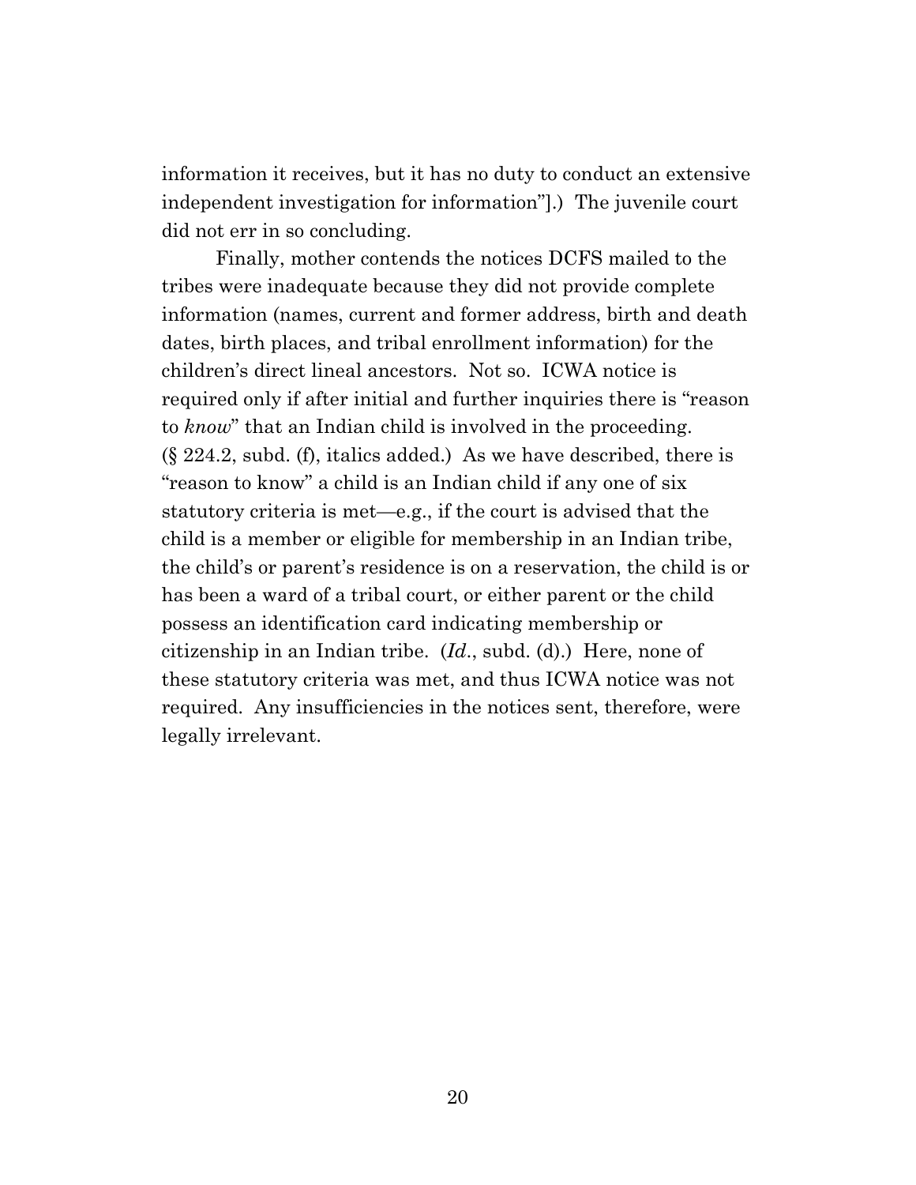information it receives, but it has no duty to conduct an extensive independent investigation for information"].) The juvenile court did not err in so concluding.

Finally, mother contends the notices DCFS mailed to the tribes were inadequate because they did not provide complete information (names, current and former address, birth and death dates, birth places, and tribal enrollment information) for the children's direct lineal ancestors. Not so. ICWA notice is required only if after initial and further inquiries there is "reason to *know*" that an Indian child is involved in the proceeding. (§ 224.2, subd. (f), italics added.) As we have described, there is "reason to know" a child is an Indian child if any one of six statutory criteria is met—e.g., if the court is advised that the child is a member or eligible for membership in an Indian tribe, the child's or parent's residence is on a reservation, the child is or has been a ward of a tribal court, or either parent or the child possess an identification card indicating membership or citizenship in an Indian tribe. (*Id*., subd. (d).) Here, none of these statutory criteria was met, and thus ICWA notice was not required. Any insufficiencies in the notices sent, therefore, were legally irrelevant.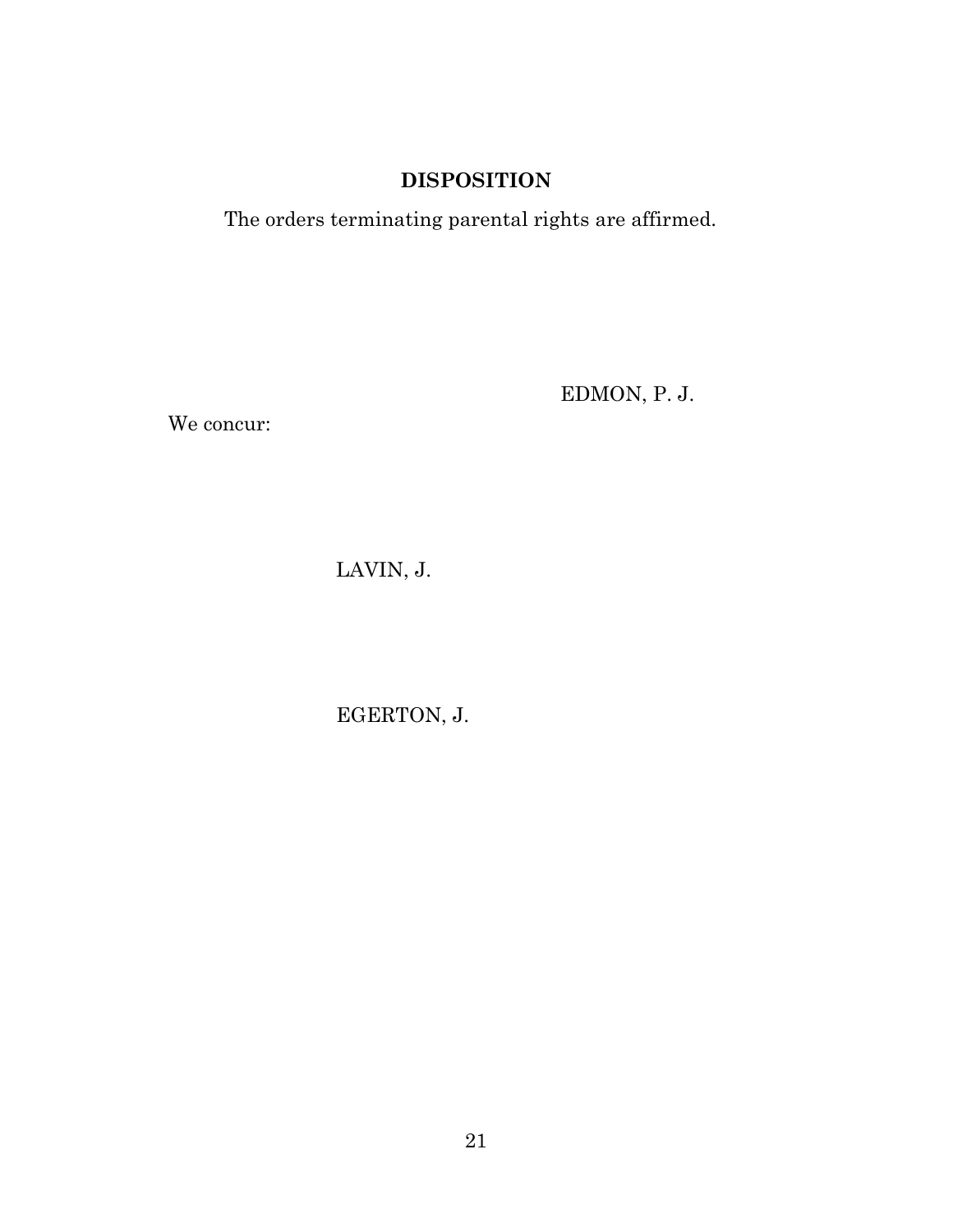**DISPOSITION**

The orders terminating parental rights are affirmed.

EDMON, P. J.

We concur:

LAVIN, J.

EGERTON, J.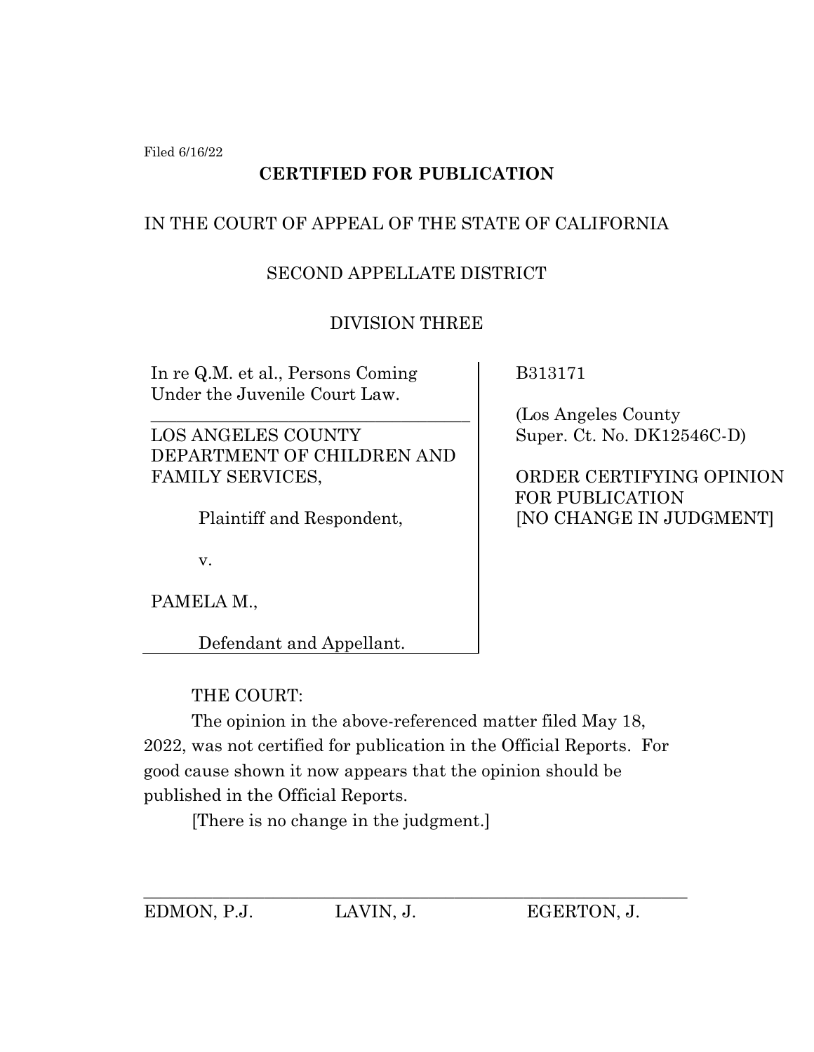Filed 6/16/22

**CERTIFIED FOR PUBLICATION**

IN THE COURT OF APPEAL OF THE STATE OF CALIFORNIA

SECOND APPELLATE DISTRICT

DIVISION THREE

| | |
|---|---|
| In re Q.M. et al., Persons Coming Under the Juvenile Court Law. | B313171 |
| LOS ANGELES COUNTY DEPARTMENT OF CHILDREN AND FAMILY SERVICES, Plaintiff and Respondent, v. PAMELA M., Defendant and Appellant. | (Los Angeles County Super. Ct. No. DK12546C-D) ORDER CERTIFYING OPINION FOR PUBLICATION [NO CHANGE IN JUDGMENT] |

THE COURT:

The opinion in the above-referenced matter filed May 18, 2022, was not certified for publication in the Official Reports. For good cause shown it now appears that the opinion should be published in the Official Reports.

[There is no change in the judgment.]

EDMON, P.J. LAVIN, J. EGERTON, J.